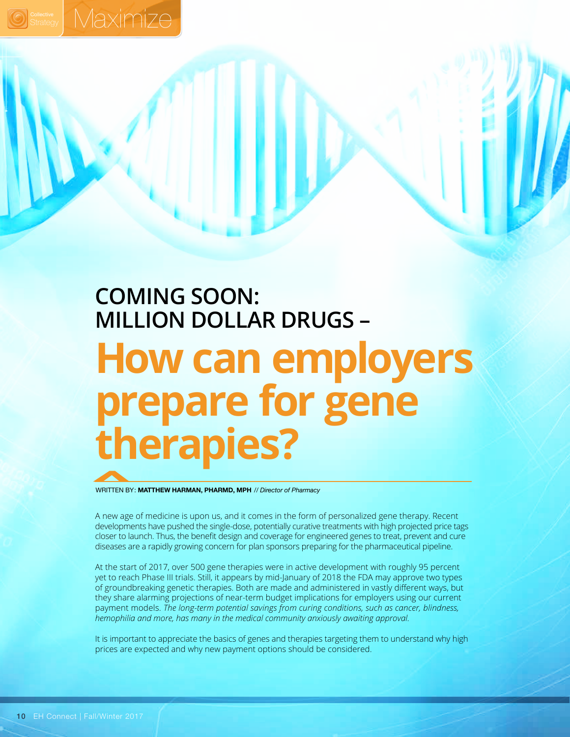# COMING SOON: MILLION DOLLAR DRUGS – How can employers prepare for gene therapies?

WRITTEN BY: **MATTHEW HARMAN, PHARMD, MPH** // *Director of Pharmacy*

A new age of medicine is upon us, and it comes in the form of personalized gene therapy. Recent developments have pushed the single-dose, potentially curative treatments with high projected price tags closer to launch. Thus, the benefit design and coverage for engineered genes to treat, prevent and cure diseases are a rapidly growing concern for plan sponsors preparing for the pharmaceutical pipeline.

At the start of 2017, over 500 gene therapies were in active development with roughly 95 percent yet to reach Phase III trials. Still, it appears by mid-January of 2018 the FDA may approve two types of groundbreaking genetic therapies. Both are made and administered in vastly different ways, but they share alarming projections of near-term budget implications for employers using our current payment models. *The long-term potential savings from curing conditions, such as cancer, blindness, hemophilia and more, has many in the medical community anxiously awaiting approval.*

It is important to appreciate the basics of genes and therapies targeting them to understand why high prices are expected and why new payment options should be considered.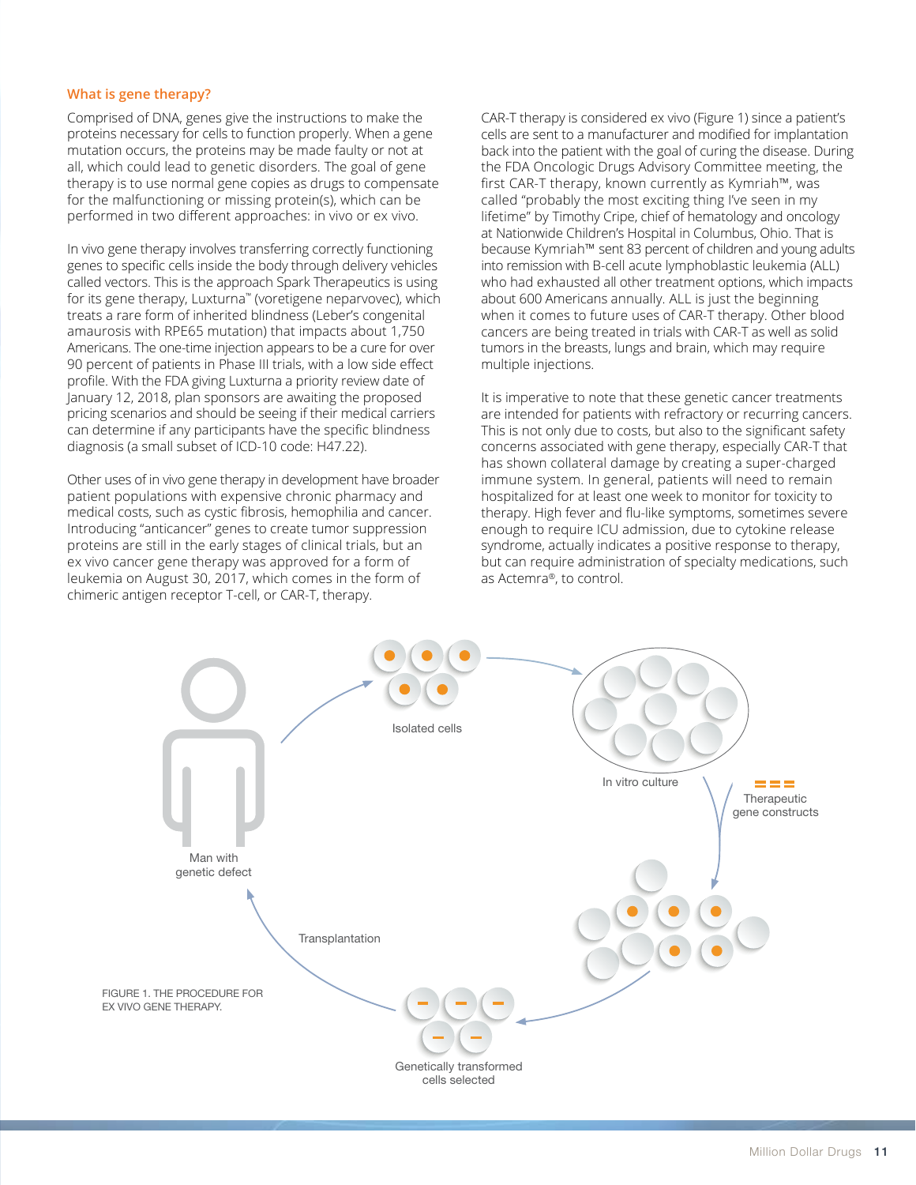## What is gene therapy?

Comprised of DNA, genes give the instructions to make the proteins necessary for cells to function properly. When a gene mutation occurs, the proteins may be made faulty or not at all, which could lead to genetic disorders. The goal of gene therapy is to use normal gene copies as drugs to compensate for the malfunctioning or missing protein(s), which can be performed in two different approaches: in vivo or ex vivo.

In vivo gene therapy involves transferring correctly functioning genes to specific cells inside the body through delivery vehicles called vectors. This is the approach Spark Therapeutics is using for its gene therapy, Luxturna™ (voretigene neparvovec), which treats a rare form of inherited blindness (Leber's congenital amaurosis with RPE65 mutation) that impacts about 1,750 Americans. The one-time injection appears to be a cure for over 90 percent of patients in Phase III trials, with a low side effect profile. With the FDA giving Luxturna a priority review date of January 12, 2018, plan sponsors are awaiting the proposed pricing scenarios and should be seeing if their medical carriers can determine if any participants have the specific blindness diagnosis (a small subset of ICD-10 code: H47.22).

Other uses of in vivo gene therapy in development have broader patient populations with expensive chronic pharmacy and medical costs, such as cystic fibrosis, hemophilia and cancer. Introducing "anticancer" genes to create tumor suppression proteins are still in the early stages of clinical trials, but an ex vivo cancer gene therapy was approved for a form of leukemia on August 30, 2017, which comes in the form of chimeric antigen receptor T-cell, or CAR-T, therapy.

CAR-T therapy is considered ex vivo (Figure 1) since a patient's cells are sent to a manufacturer and modified for implantation back into the patient with the goal of curing the disease. During the FDA Oncologic Drugs Advisory Committee meeting, the first CAR-T therapy, known currently as Kymriah™, was called "probably the most exciting thing I've seen in my lifetime" by Timothy Cripe, chief of hematology and oncology at Nationwide Children's Hospital in Columbus, Ohio. That is because Kymriah™ sent 83 percent of children and young adults into remission with B-cell acute lymphoblastic leukemia (ALL) who had exhausted all other treatment options, which impacts about 600 Americans annually. ALL is just the beginning when it comes to future uses of CAR-T therapy. Other blood cancers are being treated in trials with CAR-T as well as solid tumors in the breasts, lungs and brain, which may require multiple injections.

It is imperative to note that these genetic cancer treatments are intended for patients with refractory or recurring cancers. This is not only due to costs, but also to the significant safety concerns associated with gene therapy, especially CAR-T that has shown collateral damage by creating a super-charged immune system. In general, patients will need to remain hospitalized for at least one week to monitor for toxicity to therapy. High fever and flu-like symptoms, sometimes severe enough to require ICU admission, due to cytokine release syndrome, actually indicates a positive response to therapy, but can require administration of specialty medications, such as Actemra®, to control.

Man with genetic defect

Isolated cells

In vitro culture

Therapeutic gene constructs

Genetically transformed cells selected

Transplantation

FIGURE 1. THE PROCEDURE FOR EX VIVO GENE THERAPY.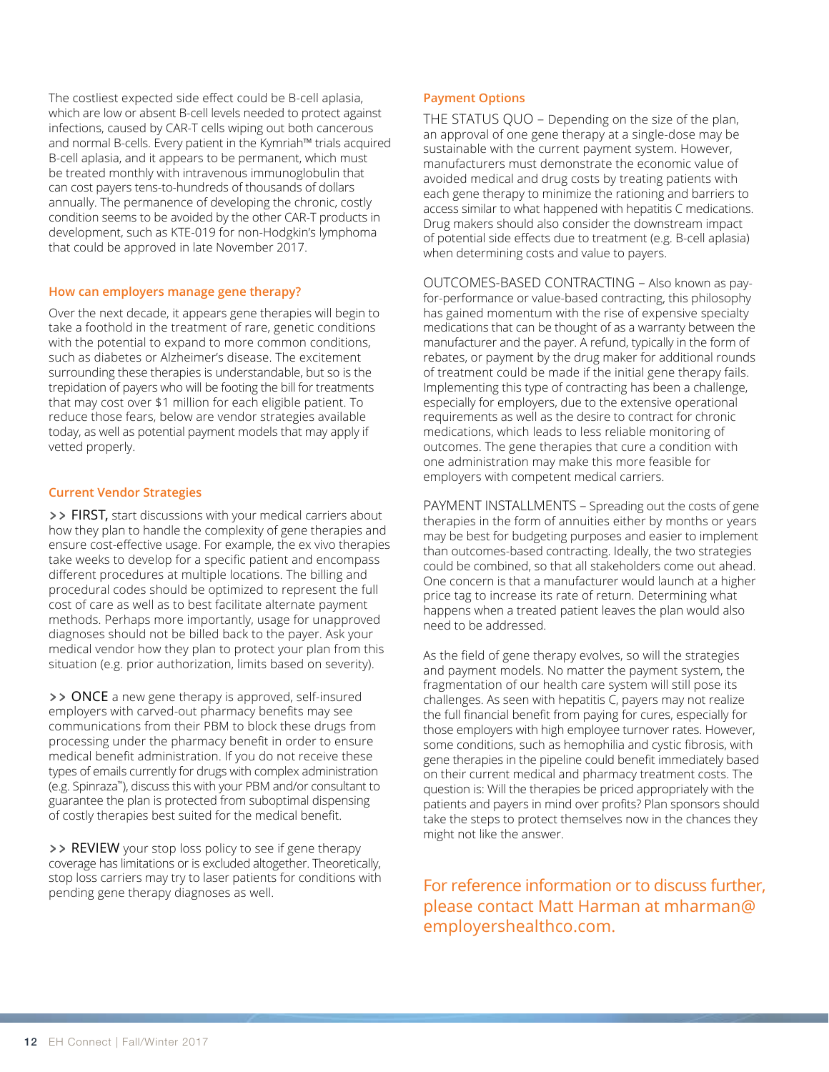The costliest expected side effect could be B-cell aplasia, which are low or absent B-cell levels needed to protect against infections, caused by CAR-T cells wiping out both cancerous and normal B-cells. Every patient in the Kymriah™ trials acquired B-cell aplasia, and it appears to be permanent, which must be treated monthly with intravenous immunoglobulin that can cost payers tens-to-hundreds of thousands of dollars annually. The permanence of developing the chronic, costly condition seems to be avoided by the other CAR-T products in development, such as KTE-019 for non-Hodgkin's lymphoma that could be approved in late November 2017.

### How can employers manage gene therapy?

Over the next decade, it appears gene therapies will begin to take a foothold in the treatment of rare, genetic conditions with the potential to expand to more common conditions, such as diabetes or Alzheimer's disease. The excitement surrounding these therapies is understandable, but so is the trepidation of payers who will be footing the bill for treatments that may cost over $1 million for each eligible patient. To reduce those fears, below are vendor strategies available today, as well as potential payment models that may apply if vetted properly.

### Current Vendor Strategies

>> FIRST, start discussions with your medical carriers about how they plan to handle the complexity of gene therapies and ensure cost-effective usage. For example, the ex vivo therapies take weeks to develop for a specific patient and encompass different procedures at multiple locations. The billing and procedural codes should be optimized to represent the full cost of care as well as to best facilitate alternate payment methods. Perhaps more importantly, usage for unapproved diagnoses should not be billed back to the payer. Ask your medical vendor how they plan to protect your plan from this situation (e.g. prior authorization, limits based on severity).

>> ONCE a new gene therapy is approved, self-insured employers with carved-out pharmacy benefits may see communications from their PBM to block these drugs from processing under the pharmacy benefit in order to ensure medical benefit administration. If you do not receive these types of emails currently for drugs with complex administration (e.g. Spinraza™), discuss this with your PBM and/or consultant to guarantee the plan is protected from suboptimal dispensing of costly therapies best suited for the medical benefit.

>> REVIEW your stop loss policy to see if gene therapy coverage has limitations or is excluded altogether. Theoretically, stop loss carriers may try to laser patients for conditions with pending gene therapy diagnoses as well.

### Payment Options

THE STATUS QUO – Depending on the size of the plan, an approval of one gene therapy at a single-dose may be sustainable with the current payment system. However, manufacturers must demonstrate the economic value of avoided medical and drug costs by treating patients with each gene therapy to minimize the rationing and barriers to access similar to what happened with hepatitis C medications. Drug makers should also consider the downstream impact of potential side effects due to treatment (e.g. B-cell aplasia) when determining costs and value to payers.

OUTCOMES-BASED CONTRACTING – Also known as pay-for-performance or value-based contracting, this philosophy has gained momentum with the rise of expensive specialty medications that can be thought of as a warranty between the manufacturer and the payer. A refund, typically in the form of rebates, or payment by the drug maker for additional rounds of treatment could be made if the initial gene therapy fails. Implementing this type of contracting has been a challenge, especially for employers, due to the extensive operational requirements as well as the desire to contract for chronic medications, which leads to less reliable monitoring of outcomes. The gene therapies that cure a condition with one administration may make this more feasible for employers with competent medical carriers.

PAYMENT INSTALLMENTS – Spreading out the costs of gene therapies in the form of annuities either by months or years may be best for budgeting purposes and easier to implement than outcomes-based contracting. Ideally, the two strategies could be combined, so that all stakeholders come out ahead. One concern is that a manufacturer would launch at a higher price tag to increase its rate of return. Determining what happens when a treated patient leaves the plan would also need to be addressed.

As the field of gene therapy evolves, so will the strategies and payment models. No matter the payment system, the fragmentation of our health care system will still pose its challenges. As seen with hepatitis C, payers may not realize the full financial benefit from paying for cures, especially for those employers with high employee turnover rates. However, some conditions, such as hemophilia and cystic fibrosis, with gene therapies in the pipeline could benefit immediately based on their current medical and pharmacy treatment costs. The question is: Will the therapies be priced appropriately with the patients and payers in mind over profits? Plan sponsors should take the steps to protect themselves now in the chances they might not like the answer.

For reference information or to discuss further, please contact Matt Harman at mharman@employershealthco.com.